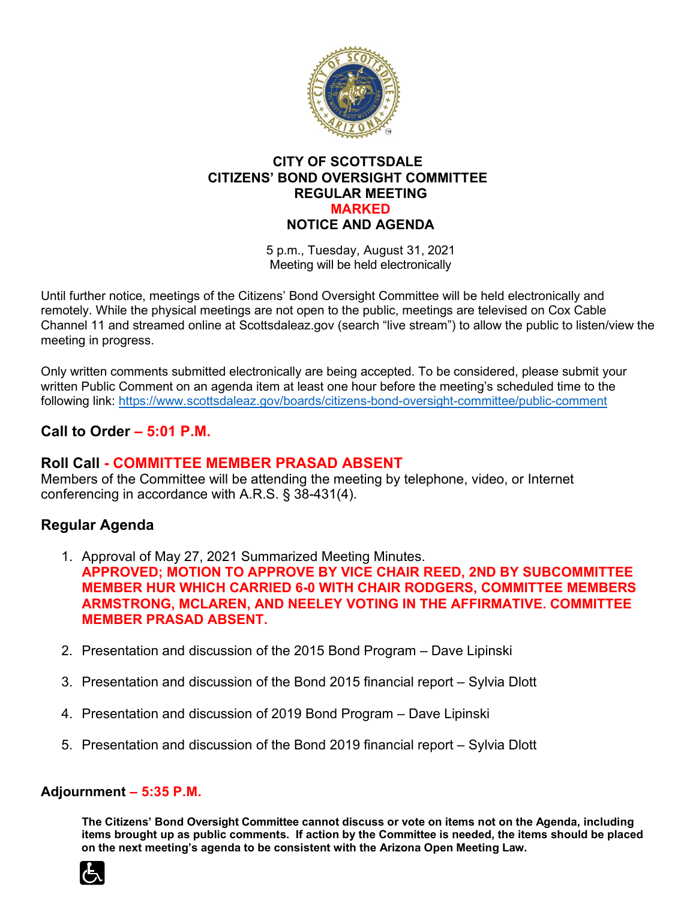**CITY OF SCOTTSDALE**
**CITIZENS' BOND OVERSIGHT COMMITTEE**
**REGULAR MEETING**
**MARKED**
**NOTICE AND AGENDA**

5 p.m., Tuesday, August 31, 2021
Meeting will be held electronically

Until further notice, meetings of the Citizens' Bond Oversight Committee will be held electronically and remotely. While the physical meetings are not open to the public, meetings are televised on Cox Cable Channel 11 and streamed online at Scottsdaleaz.gov (search "live stream") to allow the public to listen/view the meeting in progress.

Only written comments submitted electronically are being accepted. To be considered, please submit your written Public Comment on an agenda item at least one hour before the meeting's scheduled time to the following link: https://www.scottsdaleaz.gov/boards/citizens-bond-oversight-committee/public-comment

## Call to Order – 5:01 P.M.

## Roll Call - COMMITTEE MEMBER PRASAD ABSENT

Members of the Committee will be attending the meeting by telephone, video, or Internet conferencing in accordance with A.R.S. § 38-431(4).

## Regular Agenda

1. Approval of May 27, 2021 Summarized Meeting Minutes.
   **APPROVED; MOTION TO APPROVE BY VICE CHAIR REED, 2ND BY SUBCOMMITTEE MEMBER HUR WHICH CARRIED 6-0 WITH CHAIR RODGERS, COMMITTEE MEMBERS ARMSTRONG, MCLAREN, AND NEELEY VOTING IN THE AFFIRMATIVE. COMMITTEE MEMBER PRASAD ABSENT.**

2. Presentation and discussion of the 2015 Bond Program – Dave Lipinski

3. Presentation and discussion of the Bond 2015 financial report – Sylvia Dlott

4. Presentation and discussion of 2019 Bond Program – Dave Lipinski

5. Presentation and discussion of the Bond 2019 financial report – Sylvia Dlott

## Adjournment – 5:35 P.M.

**The Citizens' Bond Oversight Committee cannot discuss or vote on items not on the Agenda, including items brought up as public comments. If action by the Committee is needed, the items should be placed on the next meeting's agenda to be consistent with the Arizona Open Meeting Law.**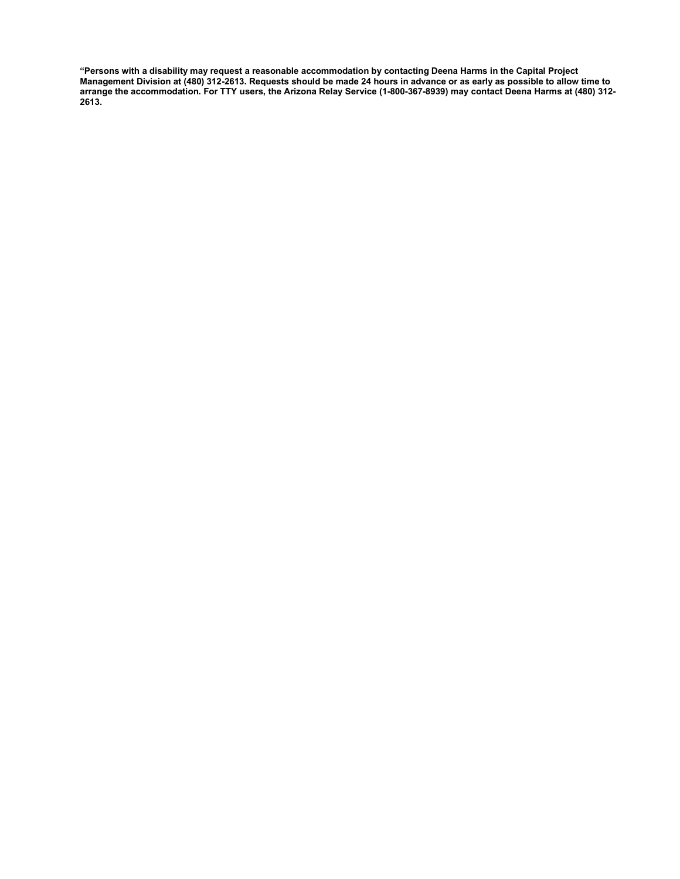**“Persons with a disability may request a reasonable accommodation by contacting Deena Harms in the Capital Project Management Division at (480) 312-2613. Requests should be made 24 hours in advance or as early as possible to allow time to arrange the accommodation. For TTY users, the Arizona Relay Service (1-800-367-8939) may contact Deena Harms at (480) 312-2613.**